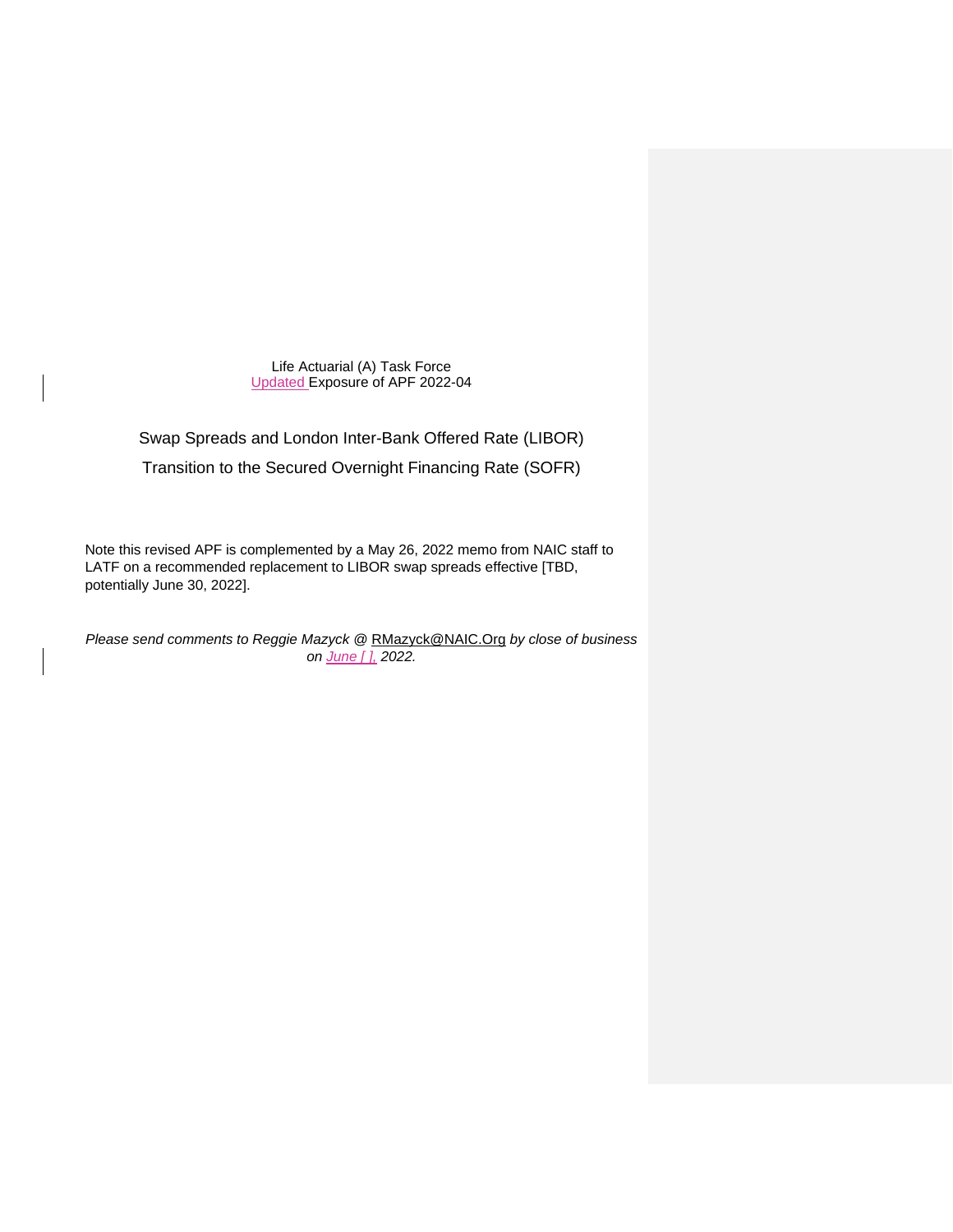Life Actuarial (A) Task Force

Updated Exposure of APF 2022-04

Swap Spreads and London Inter-Bank Offered Rate (LIBOR)

Transition to the Secured Overnight Financing Rate (SOFR)

Note this revised APF is complemented by a May 26, 2022 memo from NAIC staff to LATF on a recommended replacement to LIBOR swap spreads effective [TBD, potentially June 30, 2022].

*Please send comments to Reggie Mazyck @ RMazyck@NAIC.Org by close of business on June [ ], 2022.*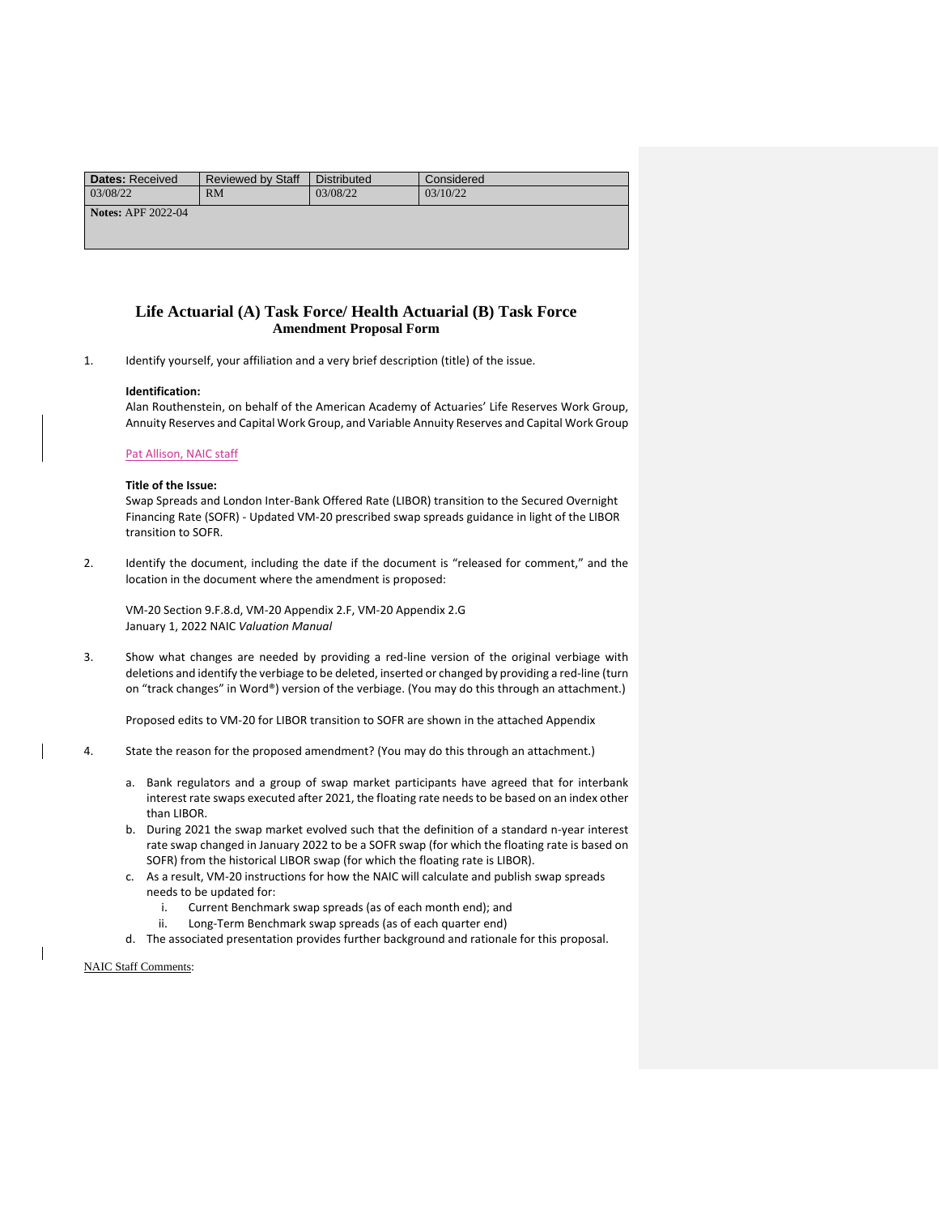| Dates: Received | Reviewed by Staff | Distributed | Considered |
|---|---|---|---|
| 03/08/22 | RM | 03/08/22 | 03/10/22 |
| **Notes:** APF 2022-04 | | | |

## Life Actuarial (A) Task Force/ Health Actuarial (B) Task Force
### Amendment Proposal Form

1. Identify yourself, your affiliation and a very brief description (title) of the issue.

   **Identification:**
   Alan Routhenstein, on behalf of the American Academy of Actuaries' Life Reserves Work Group, Annuity Reserves and Capital Work Group, and Variable Annuity Reserves and Capital Work Group

   Pat Allison, NAIC staff

   **Title of the Issue:**
   Swap Spreads and London Inter-Bank Offered Rate (LIBOR) transition to the Secured Overnight Financing Rate (SOFR) - Updated VM-20 prescribed swap spreads guidance in light of the LIBOR transition to SOFR.

2. Identify the document, including the date if the document is "released for comment," and the location in the document where the amendment is proposed:

   VM-20 Section 9.F.8.d, VM-20 Appendix 2.F, VM-20 Appendix 2.G
   January 1, 2022 NAIC *Valuation Manual*

3. Show what changes are needed by providing a red-line version of the original verbiage with deletions and identify the verbiage to be deleted, inserted or changed by providing a red-line (turn on "track changes" in Word®) version of the verbiage. (You may do this through an attachment.)

   Proposed edits to VM-20 for LIBOR transition to SOFR are shown in the attached Appendix

4. State the reason for the proposed amendment? (You may do this through an attachment.)

   a. Bank regulators and a group of swap market participants have agreed that for interbank interest rate swaps executed after 2021, the floating rate needs to be based on an index other than LIBOR.
   b. During 2021 the swap market evolved such that the definition of a standard n-year interest rate swap changed in January 2022 to be a SOFR swap (for which the floating rate is based on SOFR) from the historical LIBOR swap (for which the floating rate is LIBOR).
   c. As a result, VM-20 instructions for how the NAIC will calculate and publish swap spreads needs to be updated for:
      i. Current Benchmark swap spreads (as of each month end); and
      ii. Long-Term Benchmark swap spreads (as of each quarter end)
   d. The associated presentation provides further background and rationale for this proposal.

NAIC Staff Comments: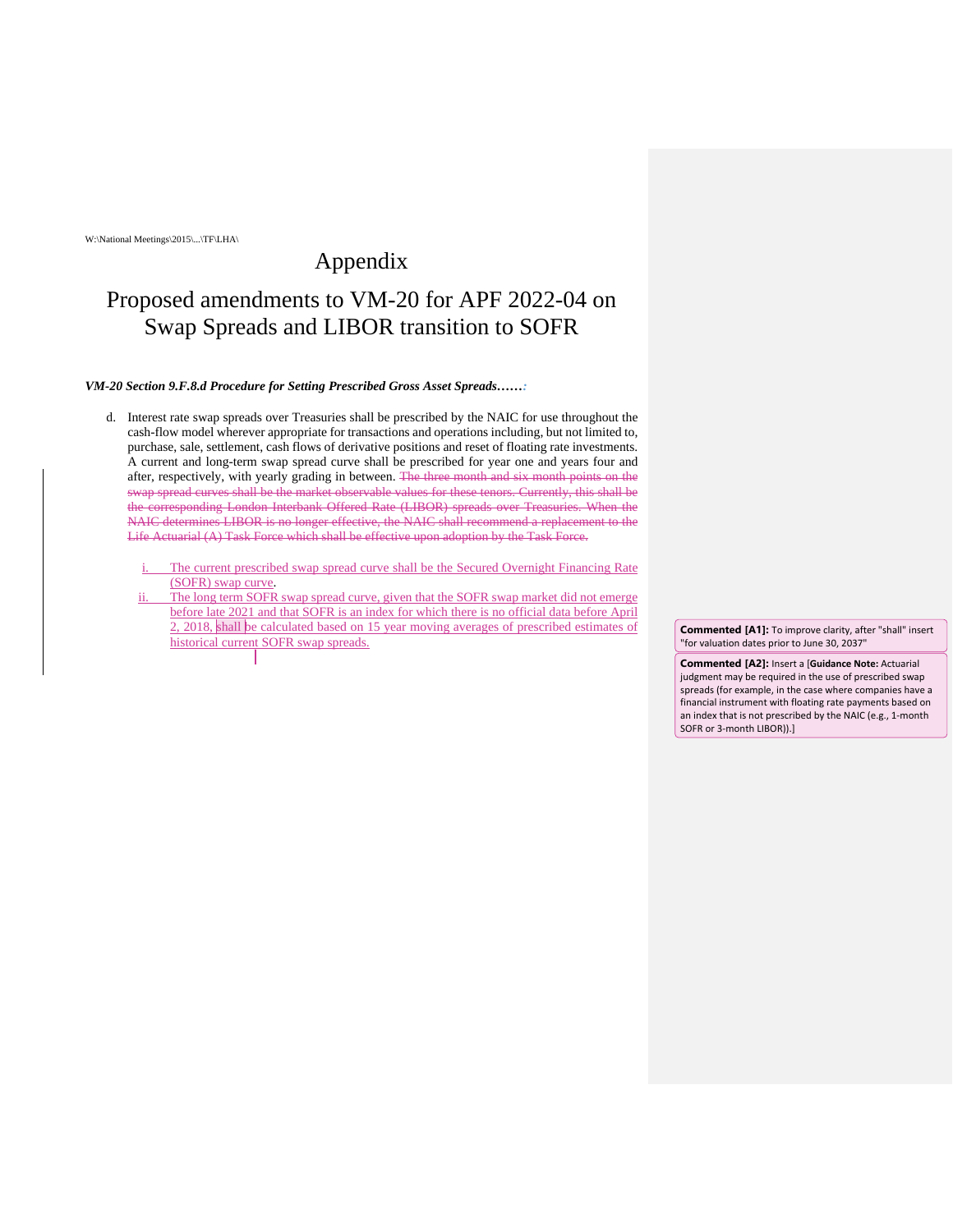W:\National Meetings\2015\...\TF\LHA\

# Appendix

# Proposed amendments to VM-20 for APF 2022-04 on Swap Spreads and LIBOR transition to SOFR

***VM-20 Section 9.F.8.d Procedure for Setting Prescribed Gross Asset Spreads……:***

d. Interest rate swap spreads over Treasuries shall be prescribed by the NAIC for use throughout the cash-flow model wherever appropriate for transactions and operations including, but not limited to, purchase, sale, settlement, cash flows of derivative positions and reset of floating rate investments. A current and long-term swap spread curve shall be prescribed for year one and years four and after, respectively, with yearly grading in between. ~~The three month and six month points on the swap spread curves shall be the market observable values for these tenors. Currently, this shall be the corresponding London Interbank Offered Rate (LIBOR) spreads over Treasuries. When the NAIC determines LIBOR is no longer effective, the NAIC shall recommend a replacement to the Life Actuarial (A) Task Force which shall be effective upon adoption by the Task Force.~~

   i. The current prescribed swap spread curve shall be the Secured Overnight Financing Rate (SOFR) swap curve.

   ii. The long term SOFR swap spread curve, given that the SOFR swap market did not emerge before late 2021 and that SOFR is an index for which there is no official data before April 2, 2018, shall be calculated based on 15 year moving averages of prescribed estimates of historical current SOFR swap spreads.

**Commented [A1]:** To improve clarity, after "shall" insert "for valuation dates prior to June 30, 2037"

**Commented [A2]:** Insert a [**Guidance Note:** Actuarial judgment may be required in the use of prescribed swap spreads (for example, in the case where companies have a financial instrument with floating rate payments based on an index that is not prescribed by the NAIC (e.g., 1-month SOFR or 3-month LIBOR)).]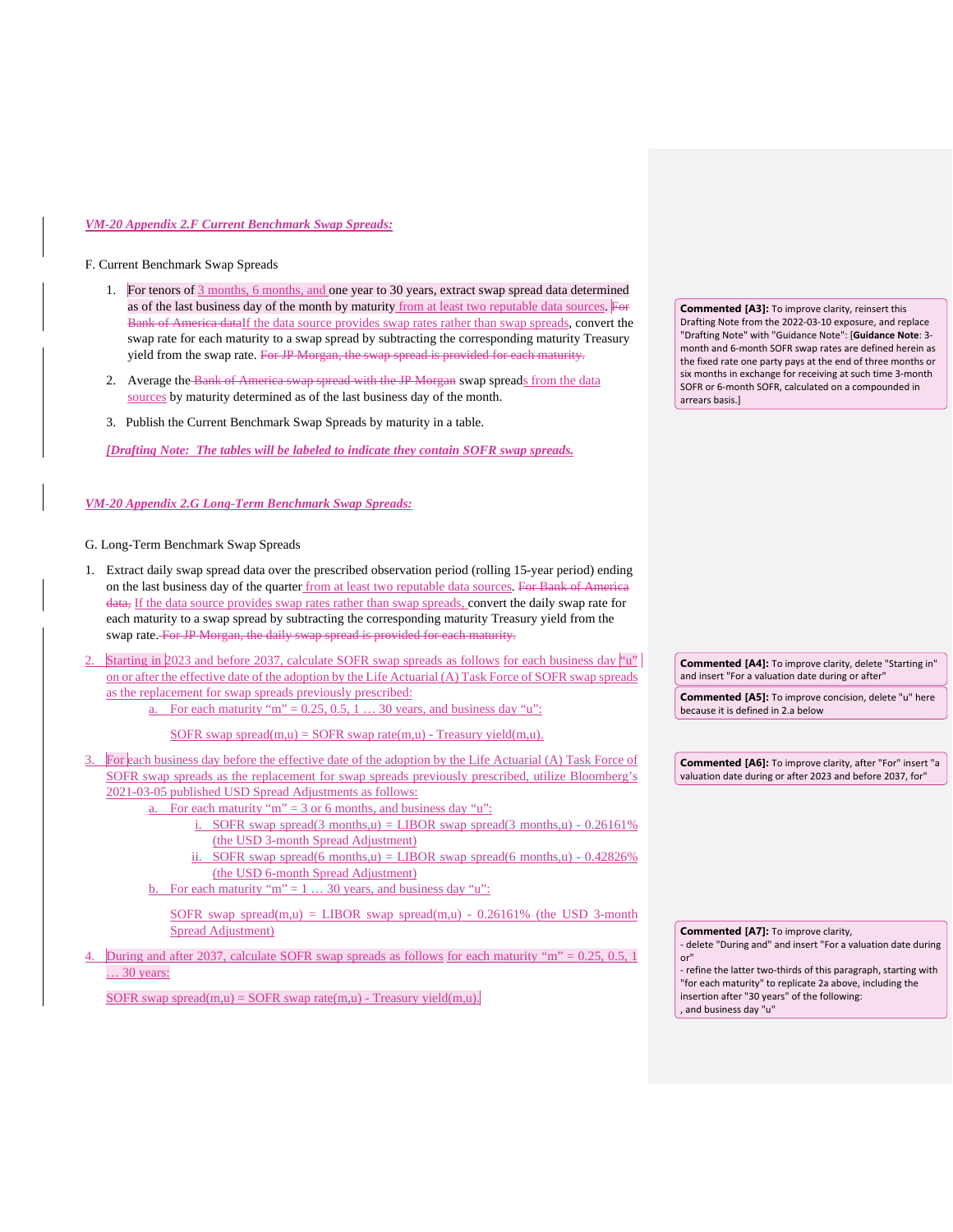*VM-20 Appendix 2.F Current Benchmark Swap Spreads:*

F. Current Benchmark Swap Spreads

1. For tenors of 3 months, 6 months, and one year to 30 years, extract swap spread data determined as of the last business day of the month by maturity from at least two reputable data sources. ~~For Bank of America data~~If the data source provides swap rates rather than swap spreads, convert the swap rate for each maturity to a swap spread by subtracting the corresponding maturity Treasury yield from the swap rate. ~~For JP Morgan, the swap spread is provided for each maturity.~~

2. Average the ~~Bank of America swap spread with the JP Morgan~~ swap spreads from the data sources by maturity determined as of the last business day of the month.

3. Publish the Current Benchmark Swap Spreads by maturity in a table.

***[Drafting Note: The tables will be labeled to indicate they contain SOFR swap spreads.***

*VM-20 Appendix 2.G Long-Term Benchmark Swap Spreads:*

G. Long-Term Benchmark Swap Spreads

1. Extract daily swap spread data over the prescribed observation period (rolling 15-year period) ending on the last business day of the quarter from at least two reputable data sources. ~~For Bank of America data,~~ If the data source provides swap rates rather than swap spreads, convert the daily swap rate for each maturity to a swap spread by subtracting the corresponding maturity Treasury yield from the swap rate. ~~For JP Morgan, the daily swap spread is provided for each maturity.~~

2. Starting in 2023 and before 2037, calculate SOFR swap spreads as follows for each business day "u" on or after the effective date of the adoption by the Life Actuarial (A) Task Force of SOFR swap spreads as the replacement for swap spreads previously prescribed:
   a. For each maturity "m" = 0.25, 0.5, 1 … 30 years, and business day "u":

      SOFR swap spread(m,u) = SOFR swap rate(m,u) - Treasury yield(m,u).

3. For each business day before the effective date of the adoption by the Life Actuarial (A) Task Force of SOFR swap spreads as the replacement for swap spreads previously prescribed, utilize Bloomberg's 2021-03-05 published USD Spread Adjustments as follows:
   a. For each maturity "m" = 3 or 6 months, and business day "u":
      i. SOFR swap spread(3 months,u) = LIBOR swap spread(3 months,u) - 0.26161% (the USD 3-month Spread Adjustment)
      ii. SOFR swap spread(6 months,u) = LIBOR swap spread(6 months,u) - 0.42826% (the USD 6-month Spread Adjustment)
   b. For each maturity "m" = 1 … 30 years, and business day "u":

      SOFR swap spread(m,u) = LIBOR swap spread(m,u) - 0.26161% (the USD 3-month Spread Adjustment)

4. During and after 2037, calculate SOFR swap spreads as follows for each maturity "m" = 0.25, 0.5, 1 … 30 years:

   SOFR swap spread(m,u) = SOFR swap rate(m,u) - Treasury yield(m,u).

**Commented [A3]:** To improve clarity, reinsert this Drafting Note from the 2022-03-10 exposure, and replace "Drafting Note" with "Guidance Note": [**Guidance Note**: 3-month and 6-month SOFR swap rates are defined herein as the fixed rate one party pays at the end of three months or six months in exchange for receiving at such time 3-month SOFR or 6-month SOFR, calculated on a compounded in arrears basis.]

**Commented [A4]:** To improve clarity, delete "Starting in" and insert "For a valuation date during or after"

**Commented [A5]:** To improve concision, delete "u" here because it is defined in 2.a below

**Commented [A6]:** To improve clarity, after "For" insert "a valuation date during or after 2023 and before 2037, for"

**Commented [A7]:** To improve clarity,
- delete "During and" and insert "For a valuation date during or"
- refine the latter two-thirds of this paragraph, starting with "for each maturity" to replicate 2a above, including the insertion after "30 years" of the following:
, and business day "u"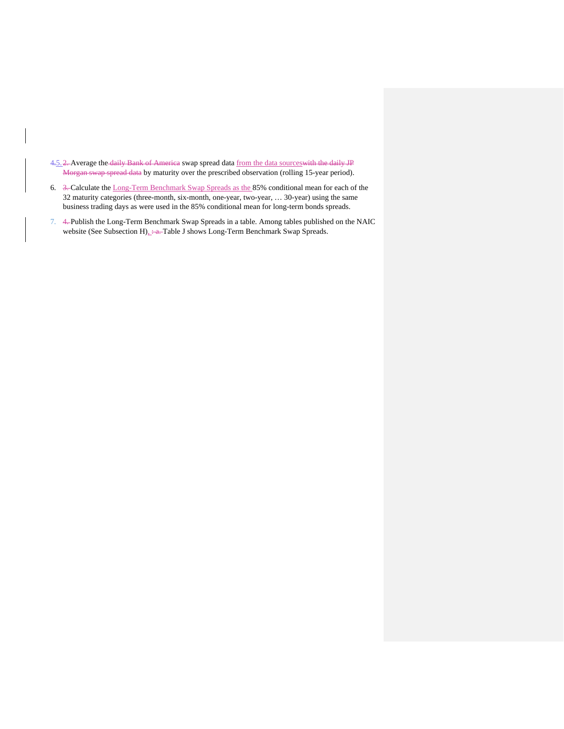4.5. 2. Average the daily Bank of America swap spread data from the data sourceswith the daily JP Morgan swap spread data by maturity over the prescribed observation (rolling 15-year period).

6. 3. Calculate the Long-Term Benchmark Swap Spreads as the 85% conditional mean for each of the 32 maturity categories (three-month, six-month, one-year, two-year, … 30-year) using the same business trading days as were used in the 85% conditional mean for long-term bonds spreads.

7. 4. Publish the Long-Term Benchmark Swap Spreads in a table. Among tables published on the NAIC website (See Subsection H), ; a. Table J shows Long-Term Benchmark Swap Spreads.